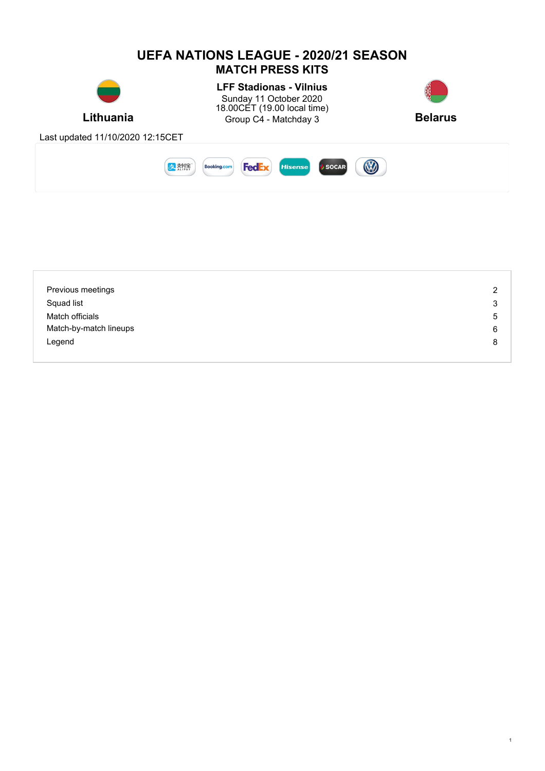# UEFA NATIONS LEAGUE - 2020/21 SEASON

## MATCH PRESS KITS

**Lithuania**

**LFF Stadionas - Vilnius**

Sunday 11 October 2020

18.00CET (19.00 local time)

Group C4 - Matchday 3

**Belarus**

Last updated 11/10/2020 12:15CET

| | |
|---|---|
| Previous meetings | 2 |
| Squad list | 3 |
| Match officials | 5 |
| Match-by-match lineups | 6 |
| Legend | 8 |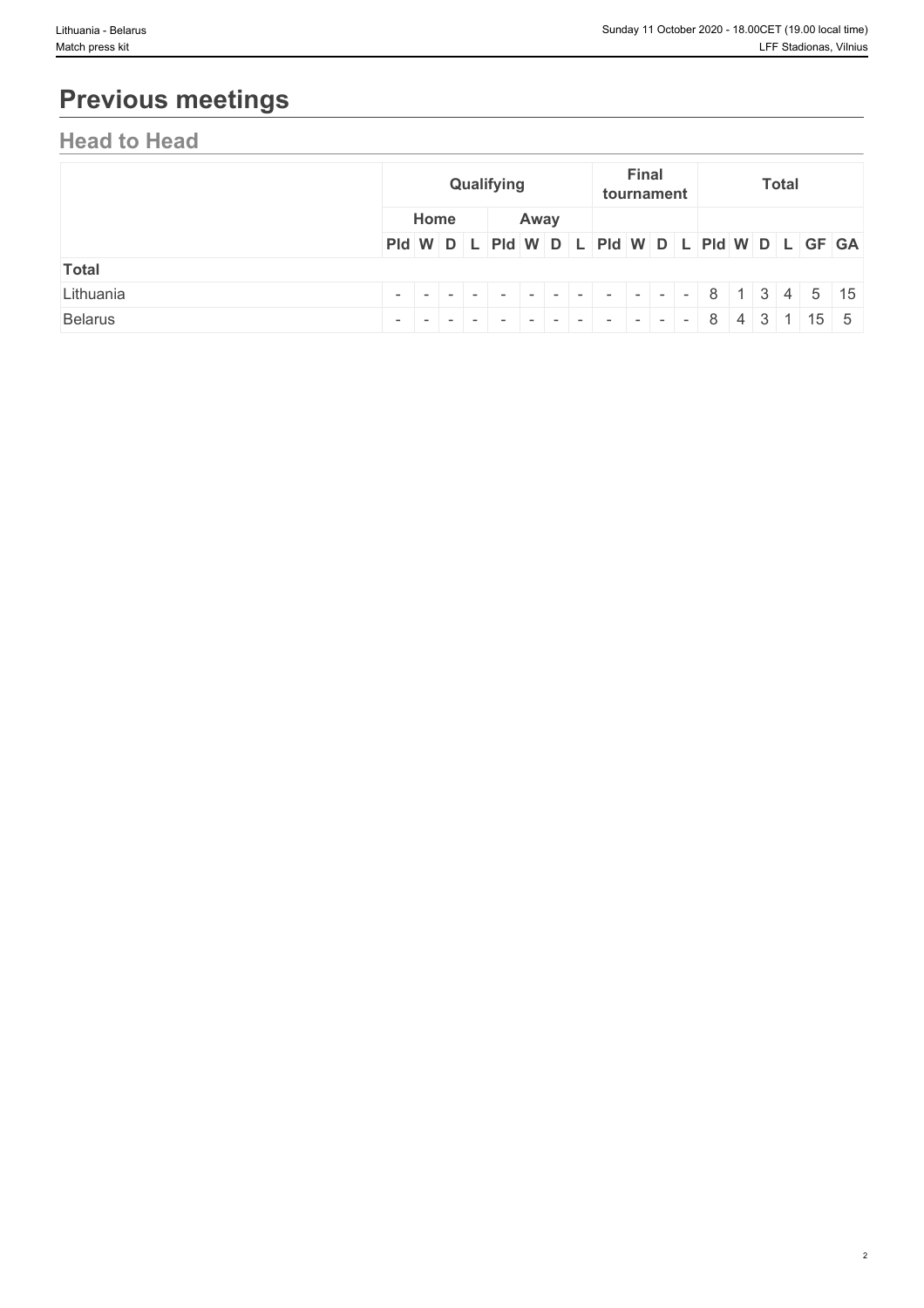# Previous meetings

## Head to Head

| | Qualifying | | | | | | | | Final tournament | | | | Total | | | | | |
|---|---|---|---|---|---|---|---|---|---|---|---|---|---|---|---|---|---|---|
| | Home | | | | Away | | | | | | | | | | | | | |
| | Pld | W | D | L | Pld | W | D | L | Pld | W | D | L | Pld | W | D | L | GF | GA |
| **Total** | | | | | | | | | | | | | | | | | | |
| Lithuania | - | - | - | - | - | - | - | - | - | - | - | - | 8 | 1 | 3 | 4 | 5 | 15 |
| Belarus | - | - | - | - | - | - | - | - | - | - | - | - | 8 | 4 | 3 | 1 | 15 | 5 |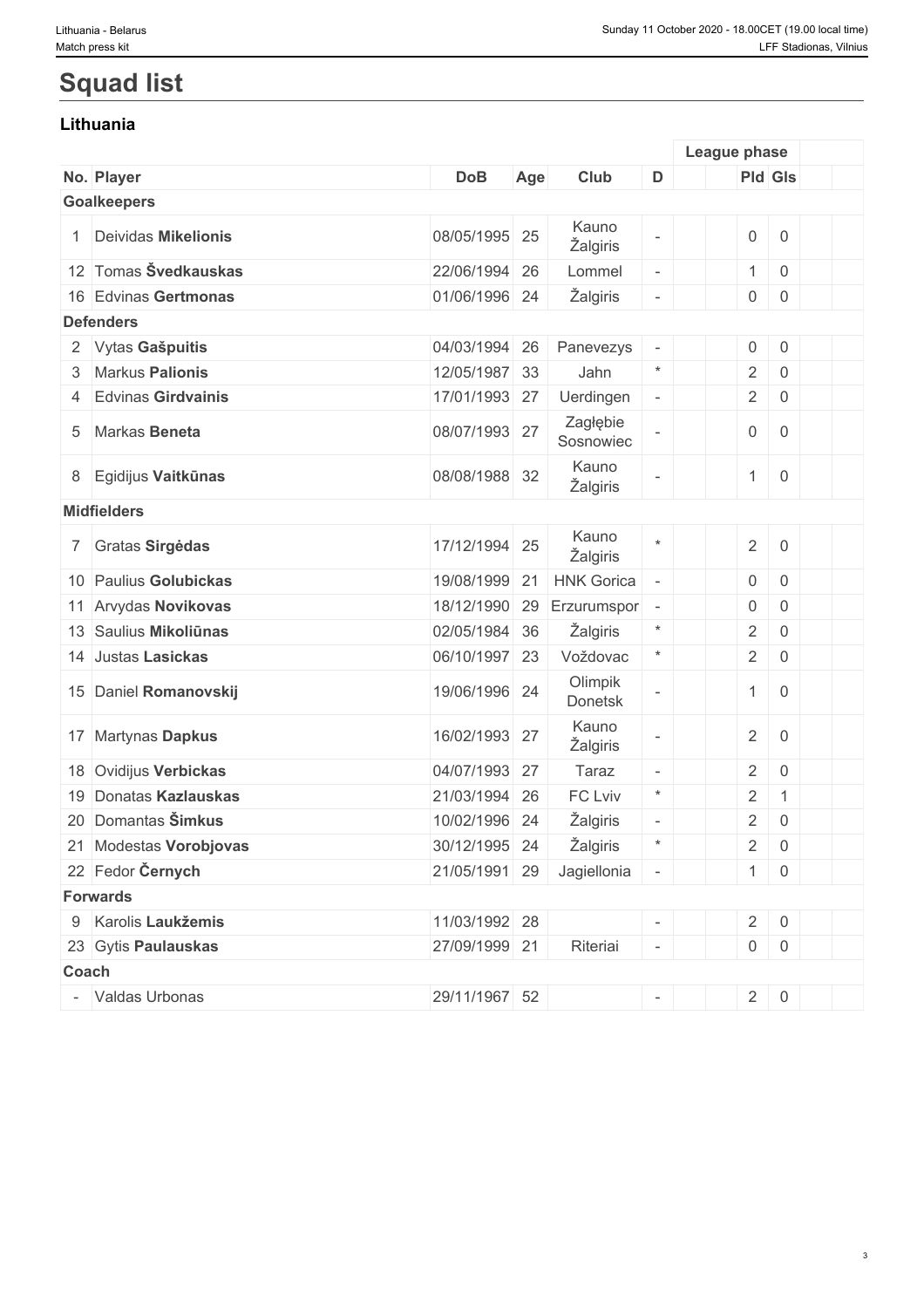# Squad list

## Lithuania

| No. | Player | DoB | Age | Club | D | | League phase | | | |
|---|---|---|---|---|---|---|---|---|---|---|
| | | | | | | | Pld | Gls | | |
| **Goalkeepers** | | | | | | | | | | |
| 1 | Deividas **Mikelionis** | 08/05/1995 | 25 | Kauno Žalgiris | - | | 0 | 0 | | |
| 12 | Tomas **Švedkauskas** | 22/06/1994 | 26 | Lommel | - | | 1 | 0 | | |
| 16 | Edvinas **Gertmonas** | 01/06/1996 | 24 | Žalgiris | - | | 0 | 0 | | |
| **Defenders** | | | | | | | | | | |
| 2 | Vytas **Gašpuitis** | 04/03/1994 | 26 | Panevezys | - | | 0 | 0 | | |
| 3 | Markus **Palionis** | 12/05/1987 | 33 | Jahn | * | | 2 | 0 | | |
| 4 | Edvinas **Girdvainis** | 17/01/1993 | 27 | Uerdingen | - | | 2 | 0 | | |
| 5 | Markas **Beneta** | 08/07/1993 | 27 | Zagłębie Sosnowiec | - | | 0 | 0 | | |
| 8 | Egidijus **Vaitkūnas** | 08/08/1988 | 32 | Kauno Žalgiris | - | | 1 | 0 | | |
| **Midfielders** | | | | | | | | | | |
| 7 | Gratas **Sirgėdas** | 17/12/1994 | 25 | Kauno Žalgiris | * | | 2 | 0 | | |
| 10 | Paulius **Golubickas** | 19/08/1999 | 21 | HNK Gorica | - | | 0 | 0 | | |
| 11 | Arvydas **Novikovas** | 18/12/1990 | 29 | Erzurumspor | - | | 0 | 0 | | |
| 13 | Saulius **Mikoliūnas** | 02/05/1984 | 36 | Žalgiris | * | | 2 | 0 | | |
| 14 | Justas **Lasickas** | 06/10/1997 | 23 | Voždovac | * | | 2 | 0 | | |
| 15 | Daniel **Romanovskij** | 19/06/1996 | 24 | Olimpik Donetsk | - | | 1 | 0 | | |
| 17 | Martynas **Dapkus** | 16/02/1993 | 27 | Kauno Žalgiris | - | | 2 | 0 | | |
| 18 | Ovidijus **Verbickas** | 04/07/1993 | 27 | Taraz | - | | 2 | 0 | | |
| 19 | Donatas **Kazlauskas** | 21/03/1994 | 26 | FC Lviv | * | | 2 | 1 | | |
| 20 | Domantas **Šimkus** | 10/02/1996 | 24 | Žalgiris | - | | 2 | 0 | | |
| 21 | Modestas **Vorobjovas** | 30/12/1995 | 24 | Žalgiris | * | | 2 | 0 | | |
| 22 | Fedor **Černych** | 21/05/1991 | 29 | Jagiellonia | - | | 1 | 0 | | |
| **Forwards** | | | | | | | | | | |
| 9 | Karolis **Laukžemis** | 11/03/1992 | 28 | | - | | 2 | 0 | | |
| 23 | Gytis **Paulauskas** | 27/09/1999 | 21 | Riteriai | - | | 0 | 0 | | |
| **Coach** | | | | | | | | | | |
| - | Valdas Urbonas | 29/11/1967 | 52 | | - | | 2 | 0 | | |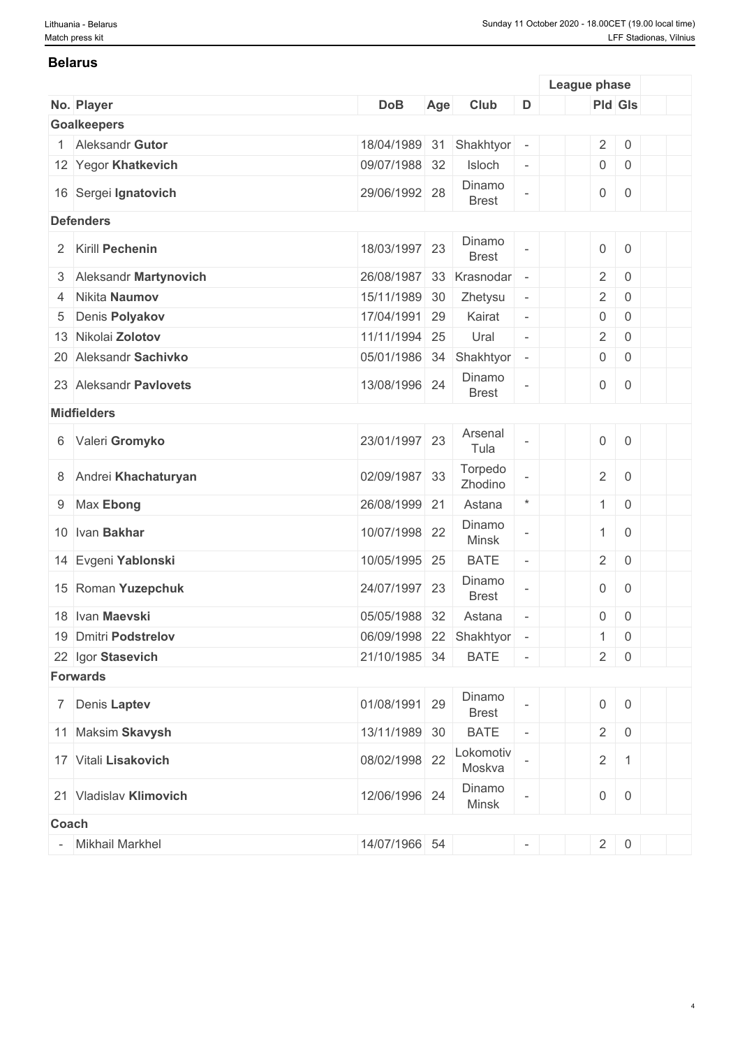## Belarus

| No. | Player | DoB | Age | Club | D | | League phase | |
|---|---|---|---|---|---|---|---|---|
| | | | | | | | Pld | Gls |
| **Goalkeepers** | | | | | | | | |
| 1 | Aleksandr **Gutor** | 18/04/1989 | 31 | Shakhtyor | - | | 2 | 0 |
| 12 | Yegor **Khatkevich** | 09/07/1988 | 32 | Isloch | - | | 0 | 0 |
| 16 | Sergei **Ignatovich** | 29/06/1992 | 28 | Dinamo Brest | - | | 0 | 0 |
| **Defenders** | | | | | | | | |
| 2 | Kirill **Pechenin** | 18/03/1997 | 23 | Dinamo Brest | - | | 0 | 0 |
| 3 | Aleksandr **Martynovich** | 26/08/1987 | 33 | Krasnodar | - | | 2 | 0 |
| 4 | Nikita **Naumov** | 15/11/1989 | 30 | Zhetysu | - | | 2 | 0 |
| 5 | Denis **Polyakov** | 17/04/1991 | 29 | Kairat | - | | 0 | 0 |
| 13 | Nikolai **Zolotov** | 11/11/1994 | 25 | Ural | - | | 2 | 0 |
| 20 | Aleksandr **Sachivko** | 05/01/1986 | 34 | Shakhtyor | - | | 0 | 0 |
| 23 | Aleksandr **Pavlovets** | 13/08/1996 | 24 | Dinamo Brest | - | | 0 | 0 |
| **Midfielders** | | | | | | | | |
| 6 | Valeri **Gromyko** | 23/01/1997 | 23 | Arsenal Tula | - | | 0 | 0 |
| 8 | Andrei **Khachaturyan** | 02/09/1987 | 33 | Torpedo Zhodino | - | | 2 | 0 |
| 9 | Max **Ebong** | 26/08/1999 | 21 | Astana | * | | 1 | 0 |
| 10 | Ivan **Bakhar** | 10/07/1998 | 22 | Dinamo Minsk | - | | 1 | 0 |
| 14 | Evgeni **Yablonski** | 10/05/1995 | 25 | BATE | - | | 2 | 0 |
| 15 | Roman **Yuzepchuk** | 24/07/1997 | 23 | Dinamo Brest | - | | 0 | 0 |
| 18 | Ivan **Maevski** | 05/05/1988 | 32 | Astana | - | | 0 | 0 |
| 19 | Dmitri **Podstrelov** | 06/09/1998 | 22 | Shakhtyor | - | | 1 | 0 |
| 22 | Igor **Stasevich** | 21/10/1985 | 34 | BATE | - | | 2 | 0 |
| **Forwards** | | | | | | | | |
| 7 | Denis **Laptev** | 01/08/1991 | 29 | Dinamo Brest | - | | 0 | 0 |
| 11 | Maksim **Skavysh** | 13/11/1989 | 30 | BATE | - | | 2 | 0 |
| 17 | Vitali **Lisakovich** | 08/02/1998 | 22 | Lokomotiv Moskva | - | | 2 | 1 |
| 21 | Vladislav **Klimovich** | 12/06/1996 | 24 | Dinamo Minsk | - | | 0 | 0 |
| **Coach** | | | | | | | | |
| - | Mikhail Markhel | 14/07/1966 | 54 | | - | | 2 | 0 |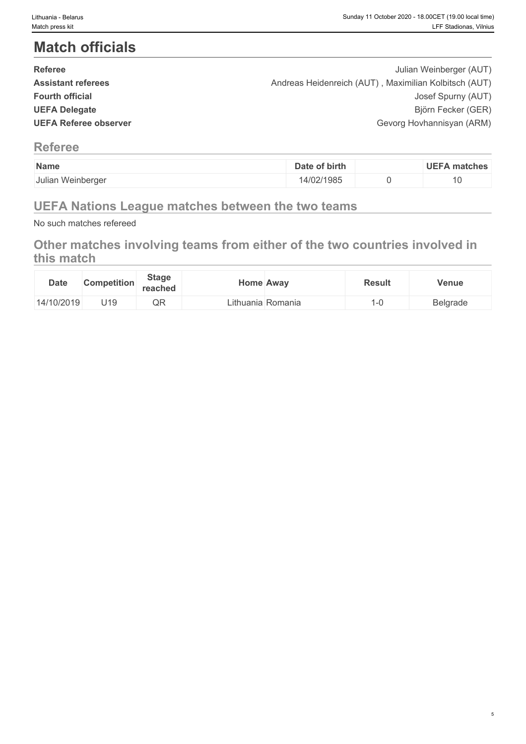# Match officials

| | |
|---|---|
| **Referee** | Julian Weinberger (AUT) |
| **Assistant referees** | Andreas Heidenreich (AUT) , Maximilian Kolbitsch (AUT) |
| **Fourth official** | Josef Spurny (AUT) |
| **UEFA Delegate** | Björn Fecker (GER) |
| **UEFA Referee observer** | Gevorg Hovhannisyan (ARM) |

## Referee

| Name | Date of birth | | UEFA matches |
|---|---|---|---|
| Julian Weinberger | 14/02/1985 | 0 | 10 |

## UEFA Nations League matches between the two teams

No such matches refereed

## Other matches involving teams from either of the two countries involved in this match

| Date | Competition | Stage reached | Home | Away | Result | Venue |
|---|---|---|---|---|---|---|
| 14/10/2019 | U19 | QR | Lithuania | Romania | 1-0 | Belgrade |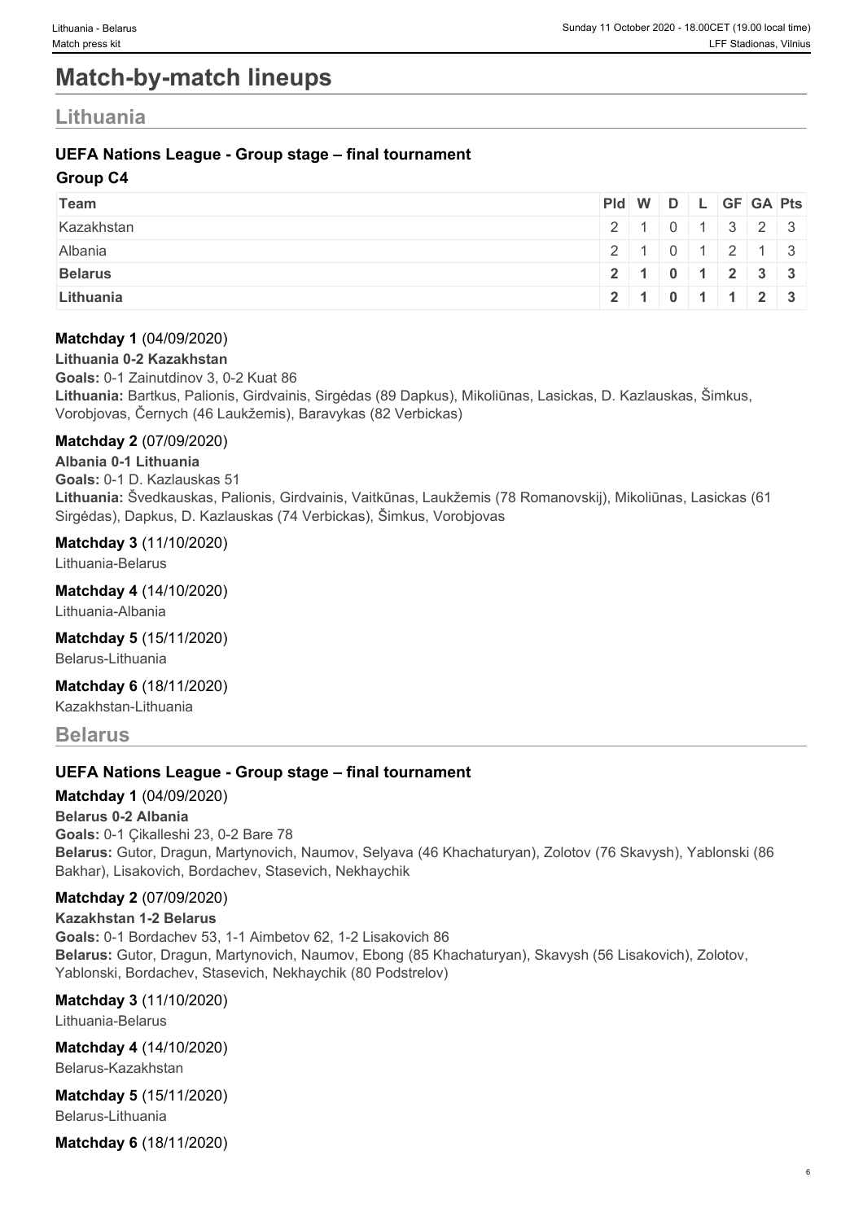# Match-by-match lineups

## Lithuania

### UEFA Nations League - Group stage – final tournament

**Group C4**

| Team | Pld | W | D | L | GF | GA | Pts |
|---|---|---|---|---|---|---|---|
| Kazakhstan | 2 | 1 | 0 | 1 | 3 | 2 | 3 |
| Albania | 2 | 1 | 0 | 1 | 2 | 1 | 3 |
| **Belarus** | **2** | **1** | **0** | **1** | **2** | **3** | **3** |
| **Lithuania** | **2** | **1** | **0** | **1** | **1** | **2** | **3** |

**Matchday 1** (04/09/2020)

**Lithuania 0-2 Kazakhstan**

**Goals:** 0-1 Zainutdinov 3, 0-2 Kuat 86

**Lithuania:** Bartkus, Palionis, Girdvainis, Sirgėdas (89 Dapkus), Mikoliūnas, Lasickas, D. Kazlauskas, Šimkus, Vorobjovas, Černych (46 Laukžemis), Baravykas (82 Verbickas)

**Matchday 2** (07/09/2020)

**Albania 0-1 Lithuania**

**Goals:** 0-1 D. Kazlauskas 51

**Lithuania:** Švedkauskas, Palionis, Girdvainis, Vaitkūnas, Laukžemis (78 Romanovskij), Mikoliūnas, Lasickas (61 Sirgėdas), Dapkus, D. Kazlauskas (74 Verbickas), Šimkus, Vorobjovas

**Matchday 3** (11/10/2020)

Lithuania-Belarus

**Matchday 4** (14/10/2020)

Lithuania-Albania

**Matchday 5** (15/11/2020)

Belarus-Lithuania

**Matchday 6** (18/11/2020)

Kazakhstan-Lithuania

## Belarus

### UEFA Nations League - Group stage – final tournament

**Matchday 1** (04/09/2020)

**Belarus 0-2 Albania**

**Goals:** 0-1 Çikalleshi 23, 0-2 Bare 78

**Belarus:** Gutor, Dragun, Martynovich, Naumov, Selyava (46 Khachaturyan), Zolotov (76 Skavysh), Yablonski (86 Bakhar), Lisakovich, Bordachev, Stasevich, Nekhaychik

**Matchday 2** (07/09/2020)

**Kazakhstan 1-2 Belarus**

**Goals:** 0-1 Bordachev 53, 1-1 Aimbetov 62, 1-2 Lisakovich 86

**Belarus:** Gutor, Dragun, Martynovich, Naumov, Ebong (85 Khachaturyan), Skavysh (56 Lisakovich), Zolotov, Yablonski, Bordachev, Stasevich, Nekhaychik (80 Podstrelov)

**Matchday 3** (11/10/2020)

Lithuania-Belarus

**Matchday 4** (14/10/2020)

Belarus-Kazakhstan

**Matchday 5** (15/11/2020)

Belarus-Lithuania

**Matchday 6** (18/11/2020)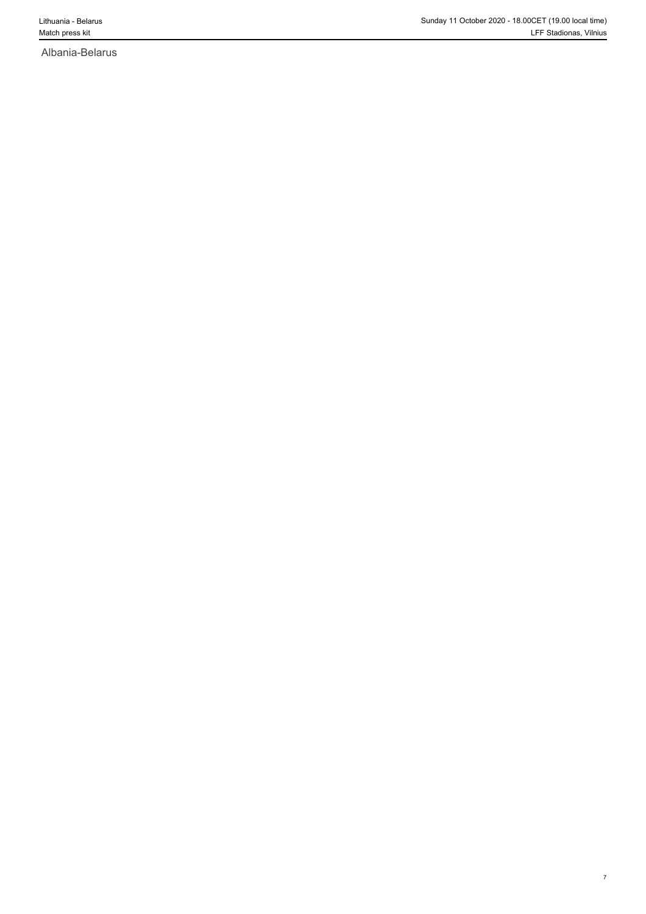Albania-Belarus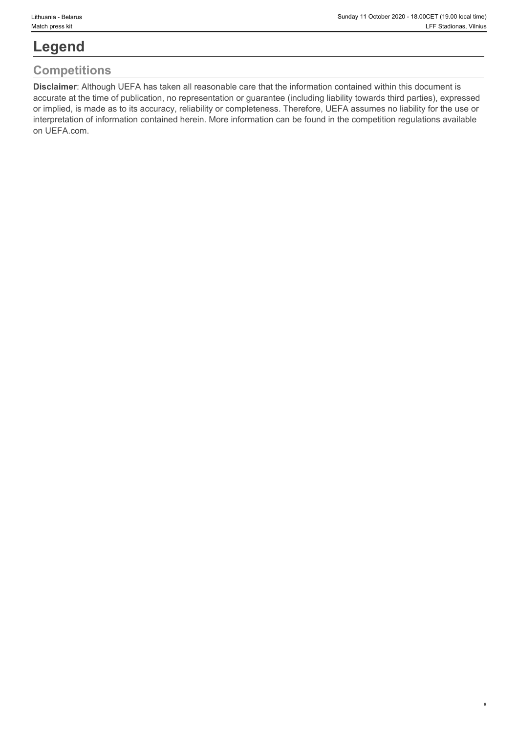# Legend

## Competitions

**Disclaimer**: Although UEFA has taken all reasonable care that the information contained within this document is accurate at the time of publication, no representation or guarantee (including liability towards third parties), expressed or implied, is made as to its accuracy, reliability or completeness. Therefore, UEFA assumes no liability for the use or interpretation of information contained herein. More information can be found in the competition regulations available on UEFA.com.